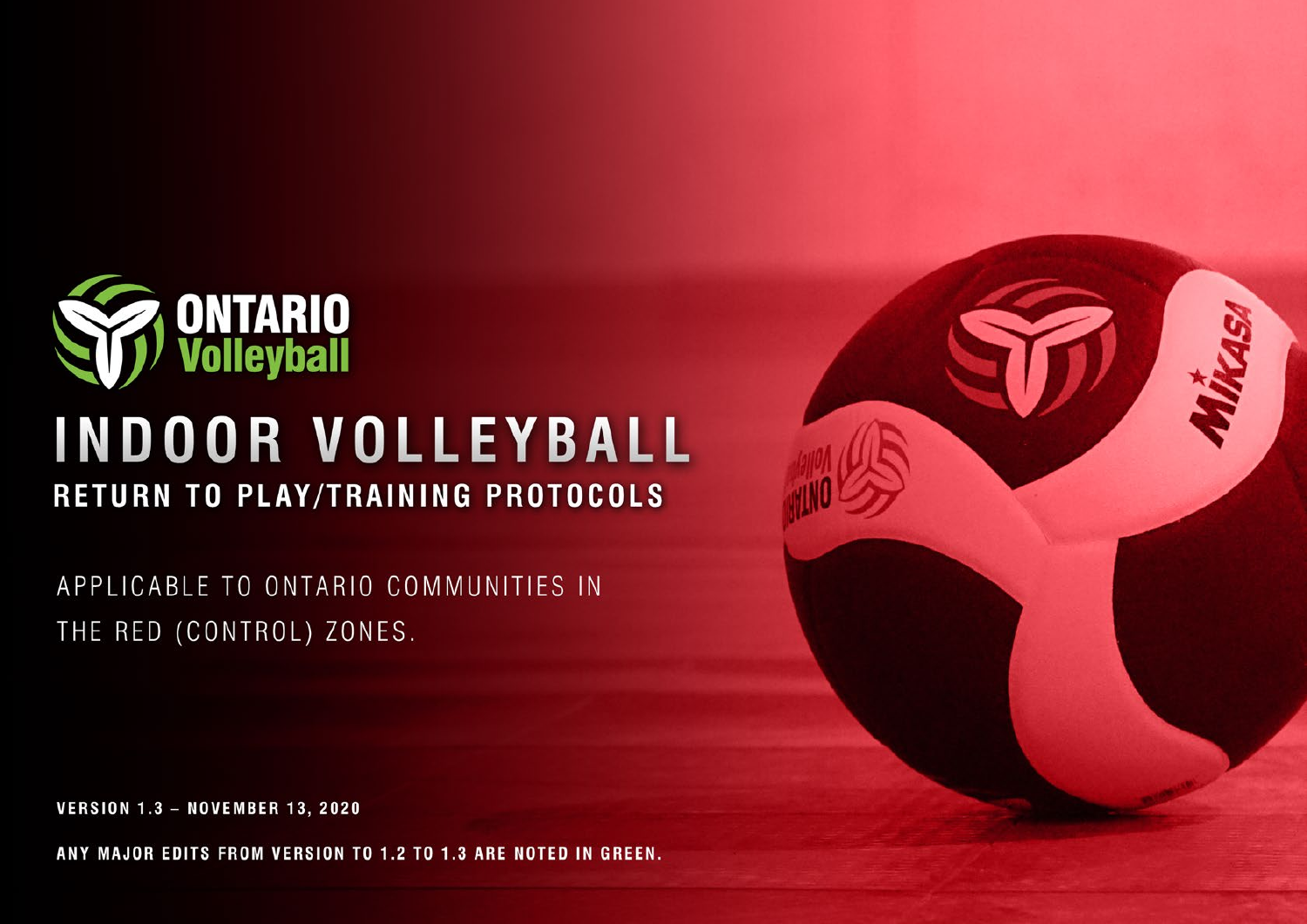ONTARIO Volleyball

# INDOOR VOLLEYBALL

## RETURN TO PLAY/TRAINING PROTOCOLS

APPLICABLE TO ONTARIO COMMUNITIES IN THE RED (CONTROL) ZONES.

**VERSION 1.3 – NOVEMBER 13, 2020**

**ANY MAJOR EDITS FROM VERSION TO 1.2 TO 1.3 ARE NOTED IN GREEN.**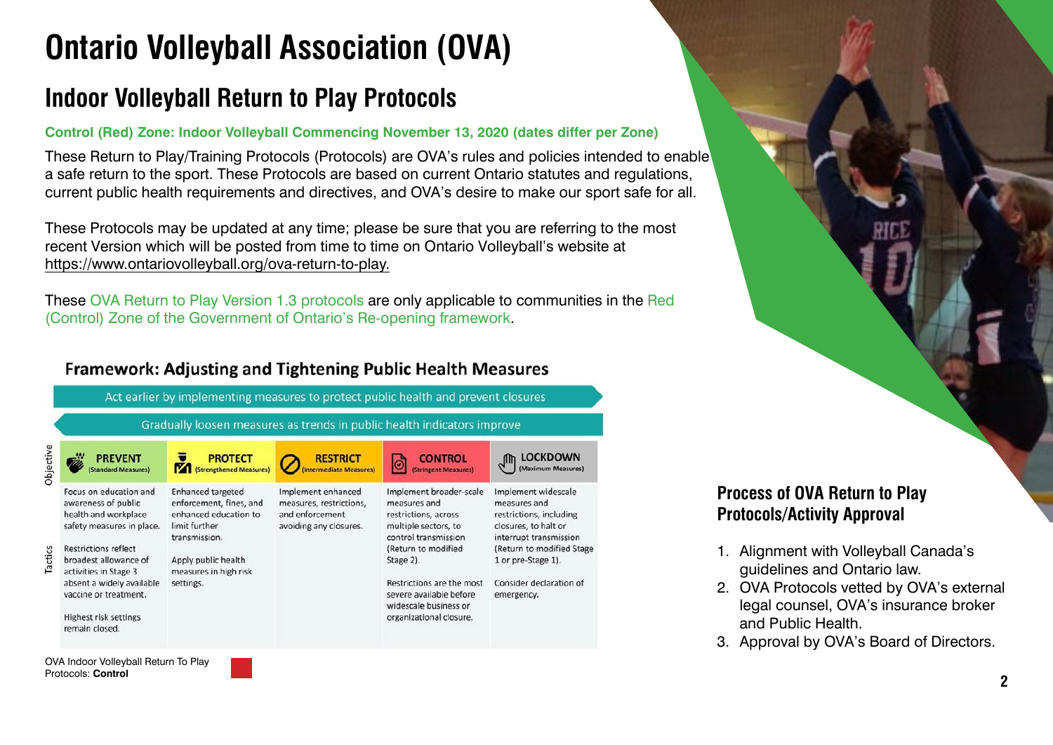# Ontario Volleyball Association (OVA)

## Indoor Volleyball Return to Play Protocols

**Control (Red) Zone: Indoor Volleyball Commencing November 13, 2020 (dates differ per Zone)**

These Return to Play/Training Protocols (Protocols) are OVA's rules and policies intended to enable a safe return to the sport. These Protocols are based on current Ontario statutes and regulations, current public health requirements and directives, and OVA's desire to make our sport safe for all.

These Protocols may be updated at any time; please be sure that you are referring to the most recent Version which will be posted from time to time on Ontario Volleyball's website at https://www.ontariovolleyball.org/ova-return-to-play.

These OVA Return to Play Version 1.3 protocols are only applicable to communities in the Red (Control) Zone of the Government of Ontario's Re-opening framework.

### Framework: Adjusting and Tightening Public Health Measures

Act earlier by implementing measures to protect public health and prevent closures

Gradually loosen measures as trends in public health indicators improve

| | PREVENT (Standard Measures) | PROTECT (Strengthened Measures) | RESTRICT (Intermediate Measures) | CONTROL (Stringent Measures) | LOCKDOWN (Maximum Measures) |
|---|---|---|---|---|---|
| Tactics | Focus on education and awareness of public health and workplace safety measures in place.<br><br>Restrictions reflect broadest allowance of activities in Stage 3 absent a widely available vaccine or treatment.<br><br>Highest risk settings remain closed. | Enhanced targeted enforcement, fines, and enhanced education to limit further transmission.<br><br>Apply public health measures in high risk settings. | Implement enhanced measures, restrictions, and enforcement avoiding any closures. | Implement broader-scale measures and restrictions, across multiple sectors, to control transmission (Return to modified Stage 2).<br><br>Restrictions are the most severe available before widescale business or organizational closure. | Implement widescale measures and restrictions, including closures, to halt or interrupt transmission (Return to modified Stage 1 or pre-Stage 1).<br><br>Consider declaration of emergency. |

### Process of OVA Return to Play Protocols/Activity Approval

1. Alignment with Volleyball Canada's guidelines and Ontario law.
2. OVA Protocols vetted by OVA's external legal counsel, OVA's insurance broker and Public Health.
3. Approval by OVA's Board of Directors.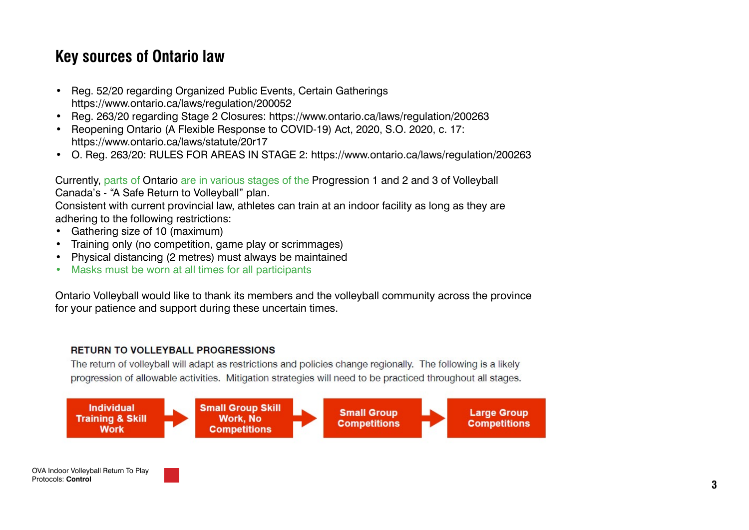## Key sources of Ontario law

- Reg. 52/20 regarding Organized Public Events, Certain Gatherings https://www.ontario.ca/laws/regulation/200052
- Reg. 263/20 regarding Stage 2 Closures: https://www.ontario.ca/laws/regulation/200263
- Reopening Ontario (A Flexible Response to COVID-19) Act, 2020, S.O. 2020, c. 17: https://www.ontario.ca/laws/statute/20r17
- O. Reg. 263/20: RULES FOR AREAS IN STAGE 2: https://www.ontario.ca/laws/regulation/200263

Currently, parts of Ontario are in various stages of the Progression 1 and 2 and 3 of Volleyball Canada's - "A Safe Return to Volleyball" plan.
Consistent with current provincial law, athletes can train at an indoor facility as long as they are adhering to the following restrictions:

- Gathering size of 10 (maximum)
- Training only (no competition, game play or scrimmages)
- Physical distancing (2 metres) must always be maintained
- Masks must be worn at all times for all participants

Ontario Volleyball would like to thank its members and the volleyball community across the province for your patience and support during these uncertain times.

### RETURN TO VOLLEYBALL PROGRESSIONS

The return of volleyball will adapt as restrictions and policies change regionally. The following is a likely progression of allowable activities. Mitigation strategies will need to be practiced throughout all stages.

**Individual Training & Skill Work** → **Small Group Skill Work, No Competitions** → **Small Group Competitions** → **Large Group Competitions**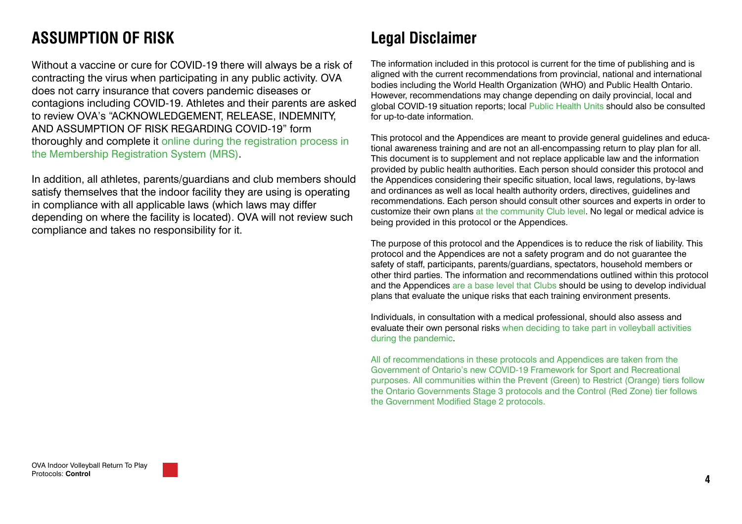## ASSUMPTION OF RISK

Without a vaccine or cure for COVID-19 there will always be a risk of contracting the virus when participating in any public activity. OVA does not carry insurance that covers pandemic diseases or contagions including COVID-19. Athletes and their parents are asked to review OVA's "ACKNOWLEDGEMENT, RELEASE, INDEMNITY, AND ASSUMPTION OF RISK REGARDING COVID-19" form thoroughly and complete it online during the registration process in the Membership Registration System (MRS).

In addition, all athletes, parents/guardians and club members should satisfy themselves that the indoor facility they are using is operating in compliance with all applicable laws (which laws may differ depending on where the facility is located). OVA will not review such compliance and takes no responsibility for it.

## Legal Disclaimer

The information included in this protocol is current for the time of publishing and is aligned with the current recommendations from provincial, national and international bodies including the World Health Organization (WHO) and Public Health Ontario. However, recommendations may change depending on daily provincial, local and global COVID-19 situation reports; local Public Health Units should also be consulted for up-to-date information.

This protocol and the Appendices are meant to provide general guidelines and educational awareness training and are not an all-encompassing return to play plan for all. This document is to supplement and not replace applicable law and the information provided by public health authorities. Each person should consider this protocol and the Appendices considering their specific situation, local laws, regulations, by-laws and ordinances as well as local health authority orders, directives, guidelines and recommendations. Each person should consult other sources and experts in order to customize their own plans at the community Club level. No legal or medical advice is being provided in this protocol or the Appendices.

The purpose of this protocol and the Appendices is to reduce the risk of liability. This protocol and the Appendices are not a safety program and do not guarantee the safety of staff, participants, parents/guardians, spectators, household members or other third parties. The information and recommendations outlined within this protocol and the Appendices are a base level that Clubs should be using to develop individual plans that evaluate the unique risks that each training environment presents.

Individuals, in consultation with a medical professional, should also assess and evaluate their own personal risks when deciding to take part in volleyball activities during the pandemic.

All of recommendations in these protocols and Appendices are taken from the Government of Ontario's new COVID-19 Framework for Sport and Recreational purposes. All communities within the Prevent (Green) to Restrict (Orange) tiers follow the Ontario Governments Stage 3 protocols and the Control (Red Zone) tier follows the Government Modified Stage 2 protocols.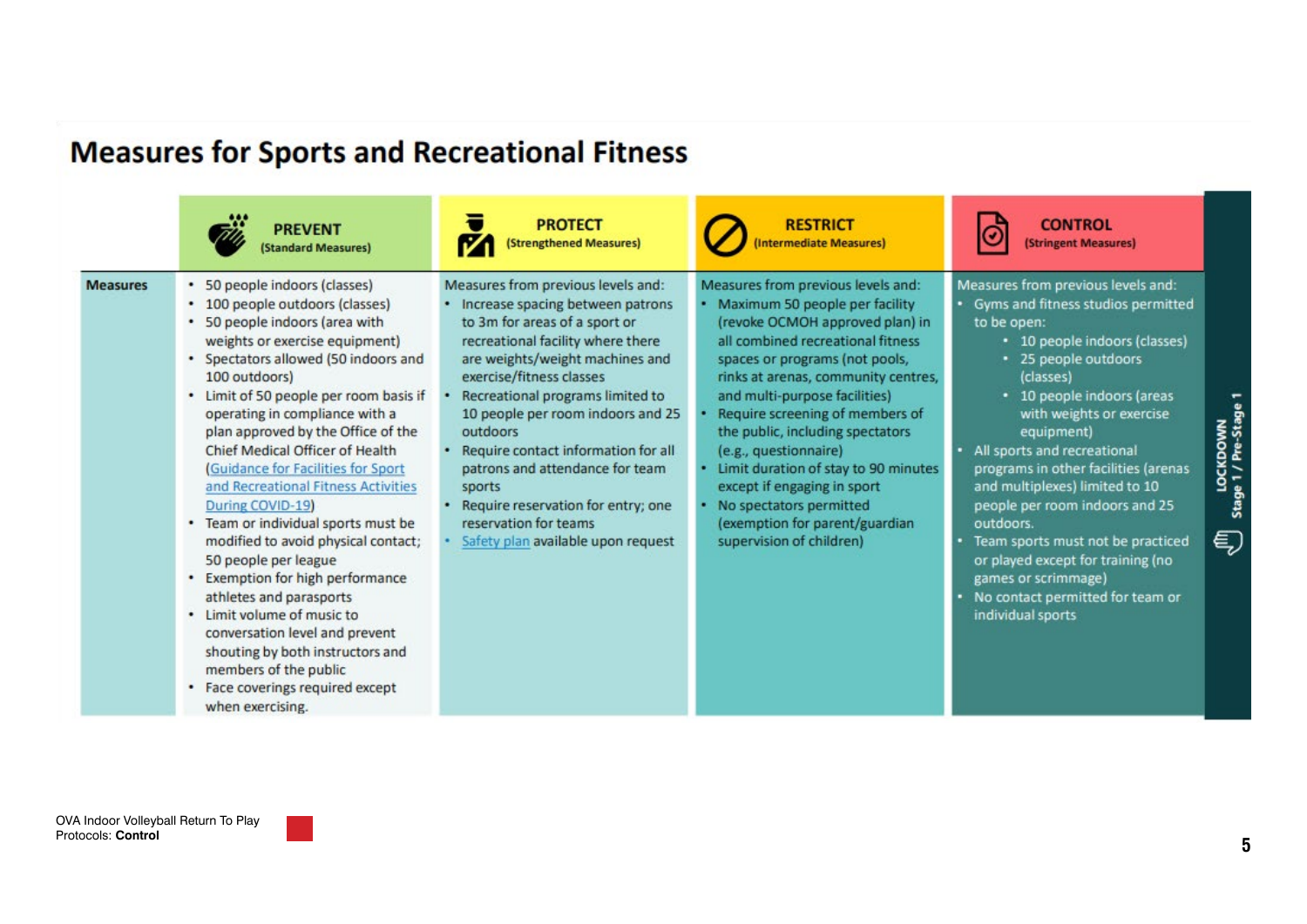# Measures for Sports and Recreational Fitness

| | PREVENT (Standard Measures) | PROTECT (Strengthened Measures) | RESTRICT (Intermediate Measures) | CONTROL (Stringent Measures) | LOCKDOWN Stage 1 / Pre-Stage 1 |
|---|---|---|---|---|---|
| **Measures** | • 50 people indoors (classes)<br>• 100 people outdoors (classes)<br>• 50 people indoors (area with weights or exercise equipment)<br>• Spectators allowed (50 indoors and 100 outdoors)<br>• Limit of 50 people per room basis if operating in compliance with a plan approved by the Office of the Chief Medical Officer of Health (Guidance for Facilities for Sport and Recreational Fitness Activities During COVID-19)<br>• Team or individual sports must be modified to avoid physical contact; 50 people per league<br>• Exemption for high performance athletes and parasports<br>• Limit volume of music to conversation level and prevent shouting by both instructors and members of the public<br>• Face coverings required except when exercising. | Measures from previous levels and:<br>• Increase spacing between patrons to 3m for areas of a sport or recreational facility where there are weights/weight machines and exercise/fitness classes<br>• Recreational programs limited to 10 people per room indoors and 25 outdoors<br>• Require contact information for all patrons and attendance for team sports<br>• Require reservation for entry; one reservation for teams<br>• Safety plan available upon request | Measures from previous levels and:<br>• Maximum 50 people per facility (revoke OCMOH approved plan) in all combined recreational fitness spaces or programs (not pools, rinks at arenas, community centres, and multi-purpose facilities)<br>• Require screening of members of the public, including spectators (e.g., questionnaire)<br>• Limit duration of stay to 90 minutes except if engaging in sport<br>• No spectators permitted (exemption for parent/guardian supervision of children) | Measures from previous levels and:<br>• Gyms and fitness studios permitted to be open:<br>  ◦ 10 people indoors (classes)<br>  ◦ 25 people outdoors (classes)<br>  ◦ 10 people indoors (areas with weights or exercise equipment)<br>• All sports and recreational programs in other facilities (arenas and multiplexes) limited to 10 people per room indoors and 25 outdoors.<br>• Team sports must not be practiced or played except for training (no games or scrimmage)<br>• No contact permitted for team or individual sports | |

OVA Indoor Volleyball Return To Play Protocols: **Control**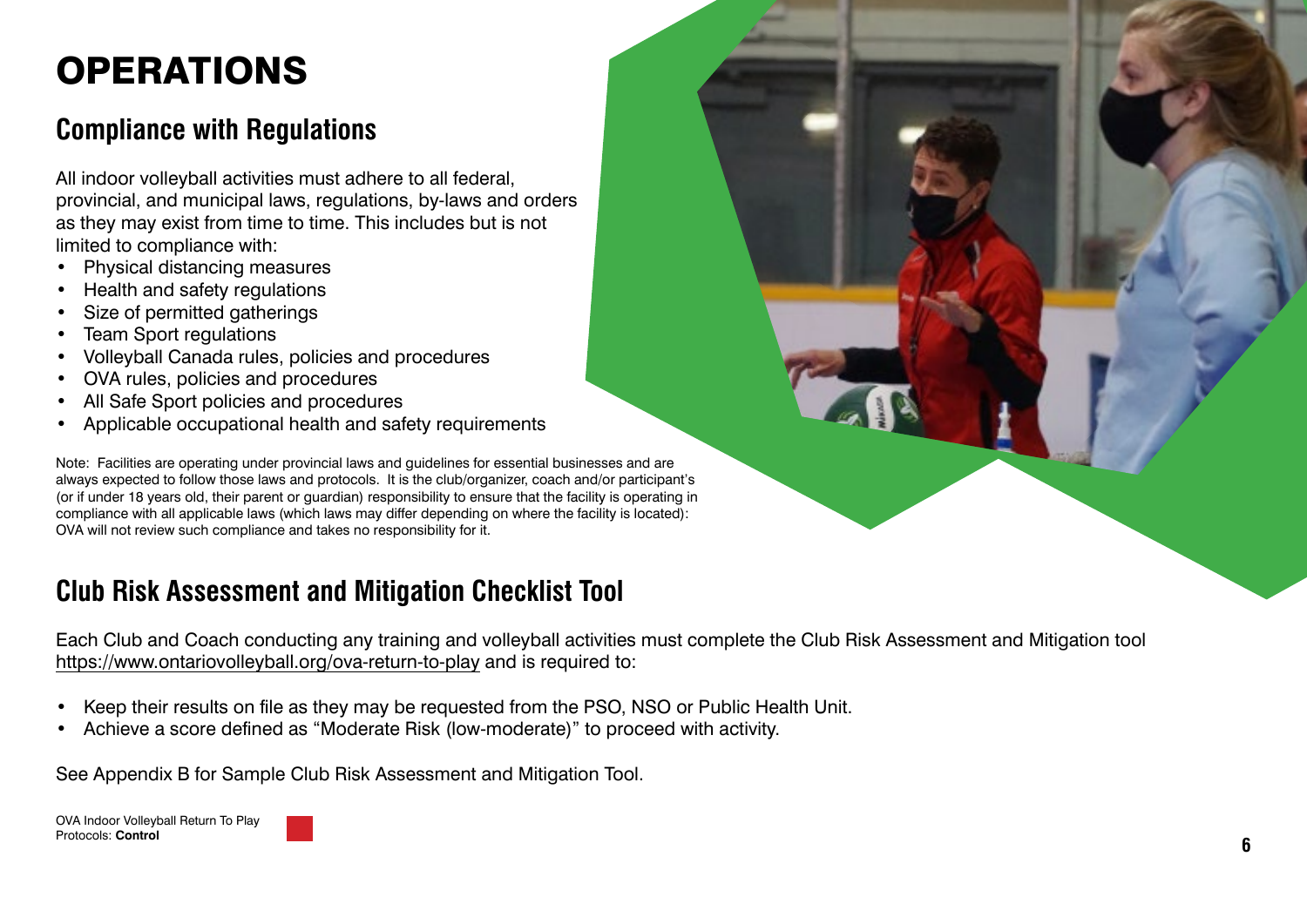# OPERATIONS

## Compliance with Regulations

All indoor volleyball activities must adhere to all federal, provincial, and municipal laws, regulations, by-laws and orders as they may exist from time to time. This includes but is not limited to compliance with:

- Physical distancing measures
- Health and safety regulations
- Size of permitted gatherings
- Team Sport regulations
- Volleyball Canada rules, policies and procedures
- OVA rules, policies and procedures
- All Safe Sport policies and procedures
- Applicable occupational health and safety requirements

Note: Facilities are operating under provincial laws and guidelines for essential businesses and are always expected to follow those laws and protocols. It is the club/organizer, coach and/or participant's (or if under 18 years old, their parent or guardian) responsibility to ensure that the facility is operating in compliance with all applicable laws (which laws may differ depending on where the facility is located): OVA will not review such compliance and takes no responsibility for it.

## Club Risk Assessment and Mitigation Checklist Tool

Each Club and Coach conducting any training and volleyball activities must complete the Club Risk Assessment and Mitigation tool https://www.ontariovolleyball.org/ova-return-to-play and is required to:

- Keep their results on file as they may be requested from the PSO, NSO or Public Health Unit.
- Achieve a score defined as "Moderate Risk (low-moderate)" to proceed with activity.

See Appendix B for Sample Club Risk Assessment and Mitigation Tool.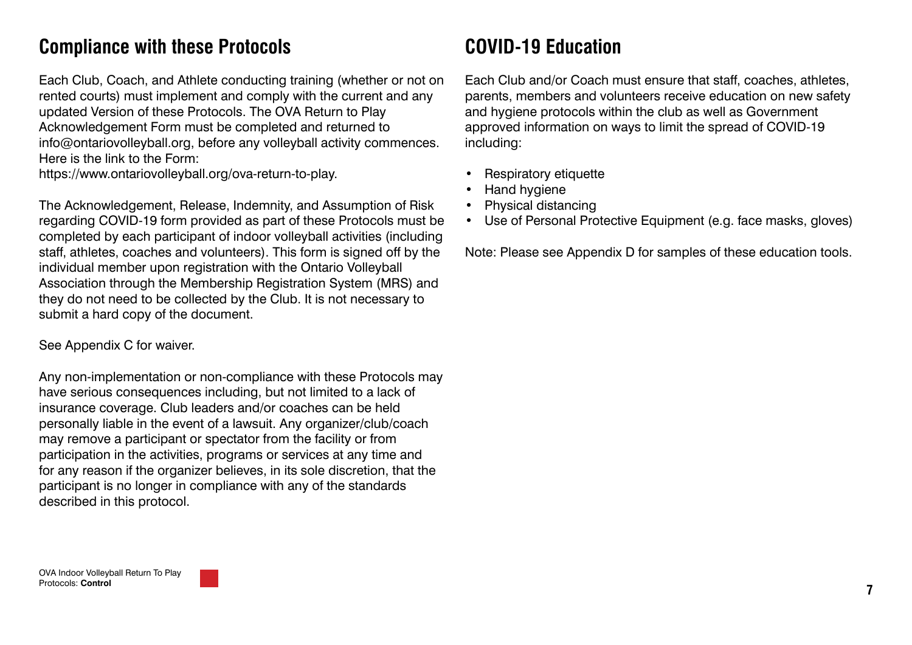## Compliance with these Protocols

Each Club, Coach, and Athlete conducting training (whether or not on rented courts) must implement and comply with the current and any updated Version of these Protocols. The OVA Return to Play Acknowledgement Form must be completed and returned to info@ontariovolleyball.org, before any volleyball activity commences. Here is the link to the Form: https://www.ontariovolleyball.org/ova-return-to-play.

The Acknowledgement, Release, Indemnity, and Assumption of Risk regarding COVID-19 form provided as part of these Protocols must be completed by each participant of indoor volleyball activities (including staff, athletes, coaches and volunteers). This form is signed off by the individual member upon registration with the Ontario Volleyball Association through the Membership Registration System (MRS) and they do not need to be collected by the Club. It is not necessary to submit a hard copy of the document.

See Appendix C for waiver.

Any non-implementation or non-compliance with these Protocols may have serious consequences including, but not limited to a lack of insurance coverage. Club leaders and/or coaches can be held personally liable in the event of a lawsuit. Any organizer/club/coach may remove a participant or spectator from the facility or from participation in the activities, programs or services at any time and for any reason if the organizer believes, in its sole discretion, that the participant is no longer in compliance with any of the standards described in this protocol.

## COVID-19 Education

Each Club and/or Coach must ensure that staff, coaches, athletes, parents, members and volunteers receive education on new safety and hygiene protocols within the club as well as Government approved information on ways to limit the spread of COVID-19 including:

- Respiratory etiquette
- Hand hygiene
- Physical distancing
- Use of Personal Protective Equipment (e.g. face masks, gloves)

Note: Please see Appendix D for samples of these education tools.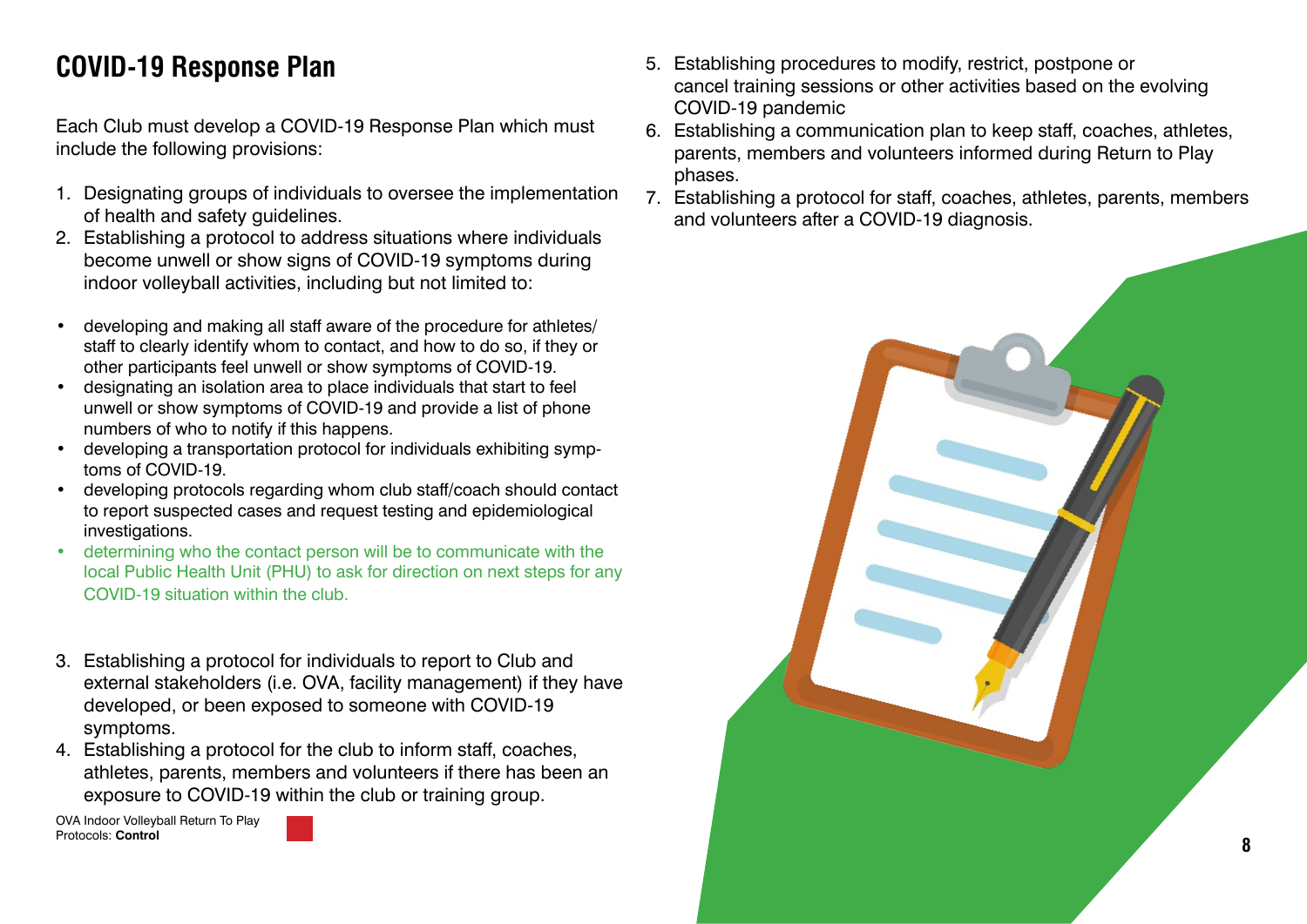# COVID-19 Response Plan

Each Club must develop a COVID-19 Response Plan which must include the following provisions:

1. Designating groups of individuals to oversee the implementation of health and safety guidelines.
2. Establishing a protocol to address situations where individuals become unwell or show signs of COVID-19 symptoms during indoor volleyball activities, including but not limited to:

- developing and making all staff aware of the procedure for athletes/ staff to clearly identify whom to contact, and how to do so, if they or other participants feel unwell or show symptoms of COVID-19.
- designating an isolation area to place individuals that start to feel unwell or show symptoms of COVID-19 and provide a list of phone numbers of who to notify if this happens.
- developing a transportation protocol for individuals exhibiting symptoms of COVID-19.
- developing protocols regarding whom club staff/coach should contact to report suspected cases and request testing and epidemiological investigations.
- determining who the contact person will be to communicate with the local Public Health Unit (PHU) to ask for direction on next steps for any COVID-19 situation within the club.

3. Establishing a protocol for individuals to report to Club and external stakeholders (i.e. OVA, facility management) if they have developed, or been exposed to someone with COVID-19 symptoms.
4. Establishing a protocol for the club to inform staff, coaches, athletes, parents, members and volunteers if there has been an exposure to COVID-19 within the club or training group.
5. Establishing procedures to modify, restrict, postpone or cancel training sessions or other activities based on the evolving COVID-19 pandemic
6. Establishing a communication plan to keep staff, coaches, athletes, parents, members and volunteers informed during Return to Play phases.
7. Establishing a protocol for staff, coaches, athletes, parents, members and volunteers after a COVID-19 diagnosis.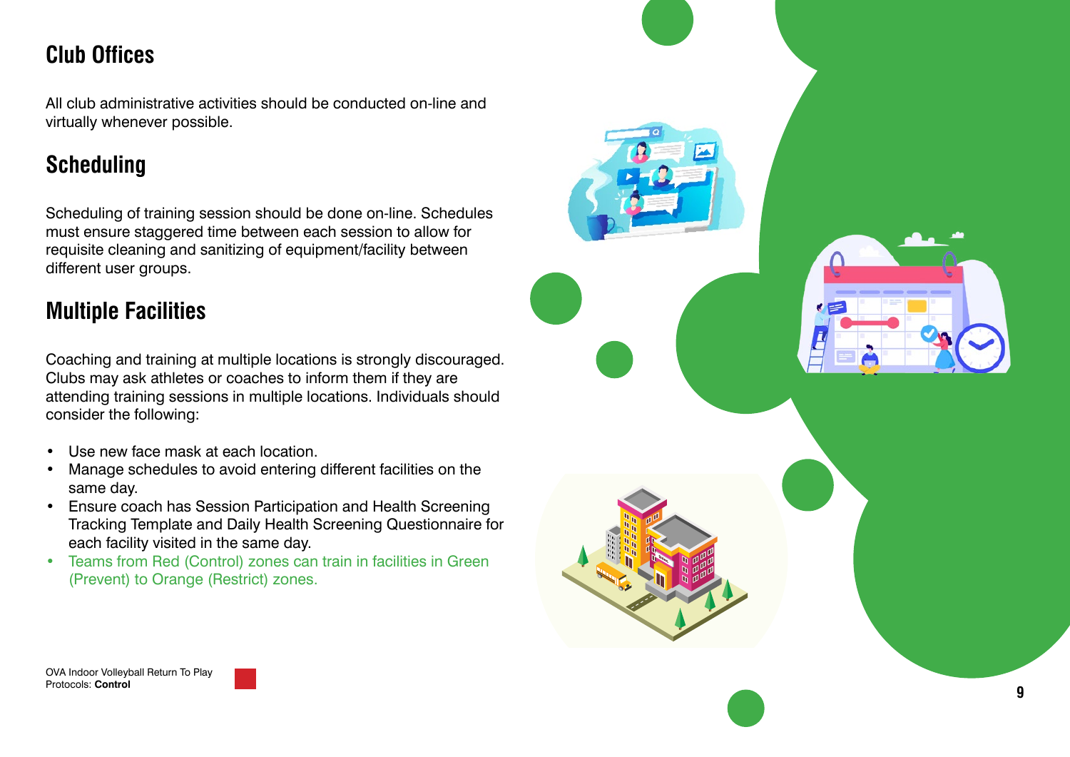## Club Offices

All club administrative activities should be conducted on-line and virtually whenever possible.

## Scheduling

Scheduling of training session should be done on-line. Schedules must ensure staggered time between each session to allow for requisite cleaning and sanitizing of equipment/facility between different user groups.

## Multiple Facilities

Coaching and training at multiple locations is strongly discouraged. Clubs may ask athletes or coaches to inform them if they are attending training sessions in multiple locations. Individuals should consider the following:

- Use new face mask at each location.
- Manage schedules to avoid entering different facilities on the same day.
- Ensure coach has Session Participation and Health Screening Tracking Template and Daily Health Screening Questionnaire for each facility visited in the same day.
- Teams from Red (Control) zones can train in facilities in Green (Prevent) to Orange (Restrict) zones.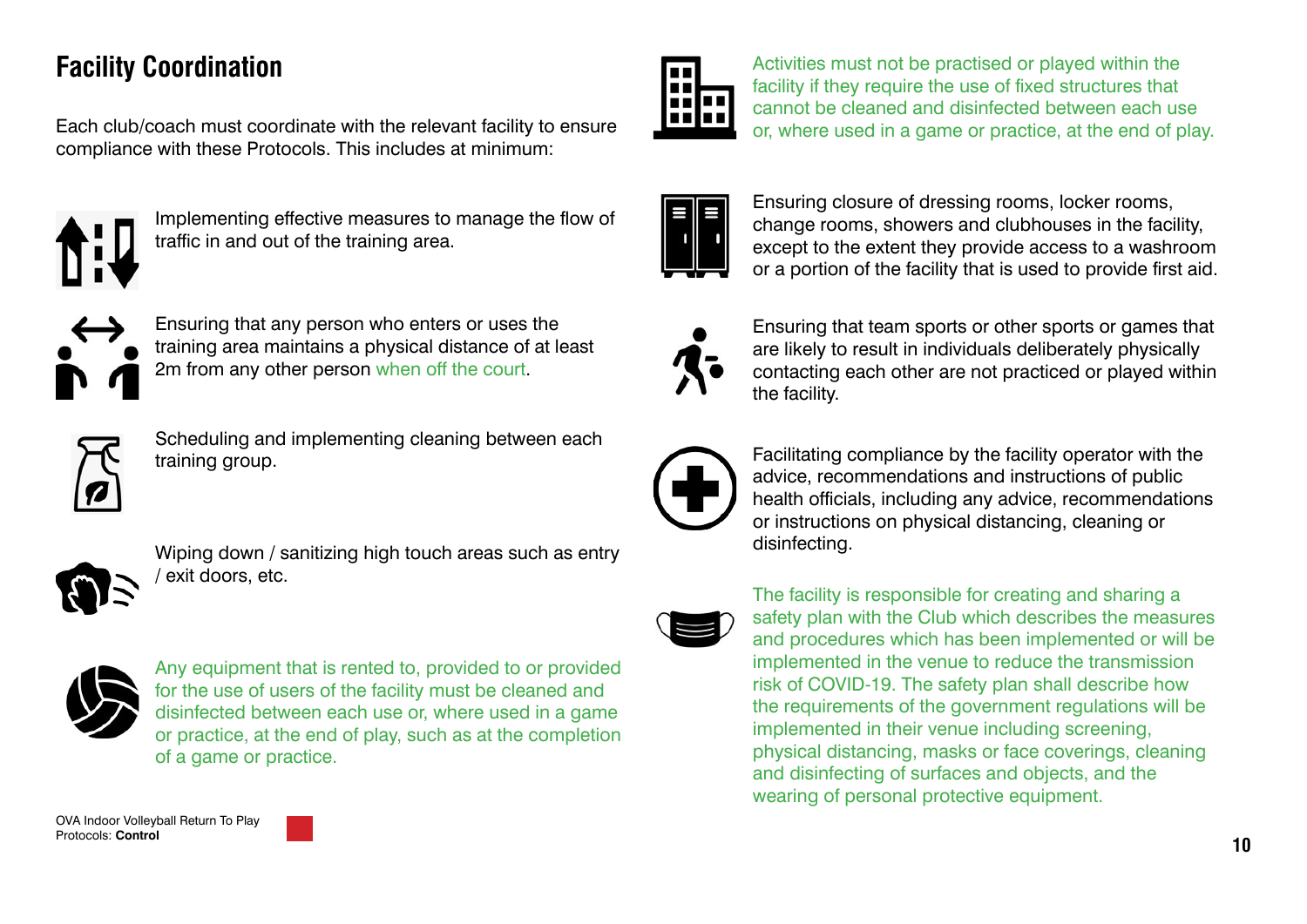## Facility Coordination

Each club/coach must coordinate with the relevant facility to ensure compliance with these Protocols. This includes at minimum:

- Implementing effective measures to manage the flow of traffic in and out of the training area.
- Ensuring that any person who enters or uses the training area maintains a physical distance of at least 2m from any other person when off the court.
- Scheduling and implementing cleaning between each training group.
- Wiping down / sanitizing high touch areas such as entry / exit doors, etc.
- Any equipment that is rented to, provided to or provided for the use of users of the facility must be cleaned and disinfected between each use or, where used in a game or practice, at the end of play, such as at the completion of a game or practice.
- Activities must not be practised or played within the facility if they require the use of fixed structures that cannot be cleaned and disinfected between each use or, where used in a game or practice, at the end of play.
- Ensuring closure of dressing rooms, locker rooms, change rooms, showers and clubhouses in the facility, except to the extent they provide access to a washroom or a portion of the facility that is used to provide first aid.
- Ensuring that team sports or other sports or games that are likely to result in individuals deliberately physically contacting each other are not practiced or played within the facility.
- Facilitating compliance by the facility operator with the advice, recommendations and instructions of public health officials, including any advice, recommendations or instructions on physical distancing, cleaning or disinfecting.
- The facility is responsible for creating and sharing a safety plan with the Club which describes the measures and procedures which has been implemented or will be implemented in the venue to reduce the transmission risk of COVID-19. The safety plan shall describe how the requirements of the government regulations will be implemented in their venue including screening, physical distancing, masks or face coverings, cleaning and disinfecting of surfaces and objects, and the wearing of personal protective equipment.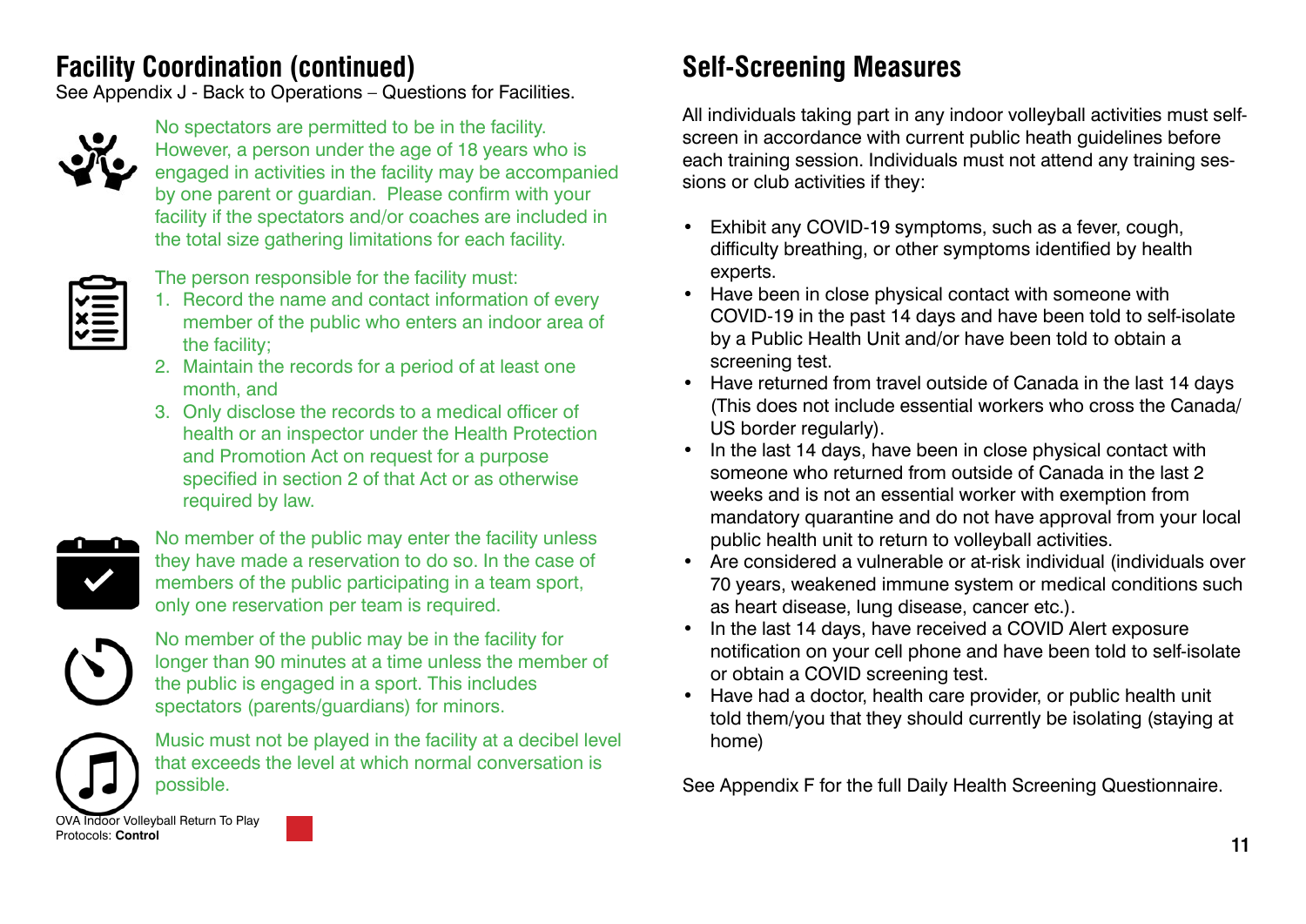## Facility Coordination (continued)

See Appendix J - Back to Operations – Questions for Facilities.

No spectators are permitted to be in the facility. However, a person under the age of 18 years who is engaged in activities in the facility may be accompanied by one parent or guardian. Please confirm with your facility if the spectators and/or coaches are included in the total size gathering limitations for each facility.

The person responsible for the facility must:

1. Record the name and contact information of every member of the public who enters an indoor area of the facility;
2. Maintain the records for a period of at least one month, and
3. Only disclose the records to a medical officer of health or an inspector under the Health Protection and Promotion Act on request for a purpose specified in section 2 of that Act or as otherwise required by law.

No member of the public may enter the facility unless they have made a reservation to do so. In the case of members of the public participating in a team sport, only one reservation per team is required.

No member of the public may be in the facility for longer than 90 minutes at a time unless the member of the public is engaged in a sport. This includes spectators (parents/guardians) for minors.

Music must not be played in the facility at a decibel level that exceeds the level at which normal conversation is possible.

## Self-Screening Measures

All individuals taking part in any indoor volleyball activities must self-screen in accordance with current public heath guidelines before each training session. Individuals must not attend any training sessions or club activities if they:

- Exhibit any COVID-19 symptoms, such as a fever, cough, difficulty breathing, or other symptoms identified by health experts.
- Have been in close physical contact with someone with COVID-19 in the past 14 days and have been told to self-isolate by a Public Health Unit and/or have been told to obtain a screening test.
- Have returned from travel outside of Canada in the last 14 days (This does not include essential workers who cross the Canada/US border regularly).
- In the last 14 days, have been in close physical contact with someone who returned from outside of Canada in the last 2 weeks and is not an essential worker with exemption from mandatory quarantine and do not have approval from your local public health unit to return to volleyball activities.
- Are considered a vulnerable or at-risk individual (individuals over 70 years, weakened immune system or medical conditions such as heart disease, lung disease, cancer etc.).
- In the last 14 days, have received a COVID Alert exposure notification on your cell phone and have been told to self-isolate or obtain a COVID screening test.
- Have had a doctor, health care provider, or public health unit told them/you that they should currently be isolating (staying at home)

See Appendix F for the full Daily Health Screening Questionnaire.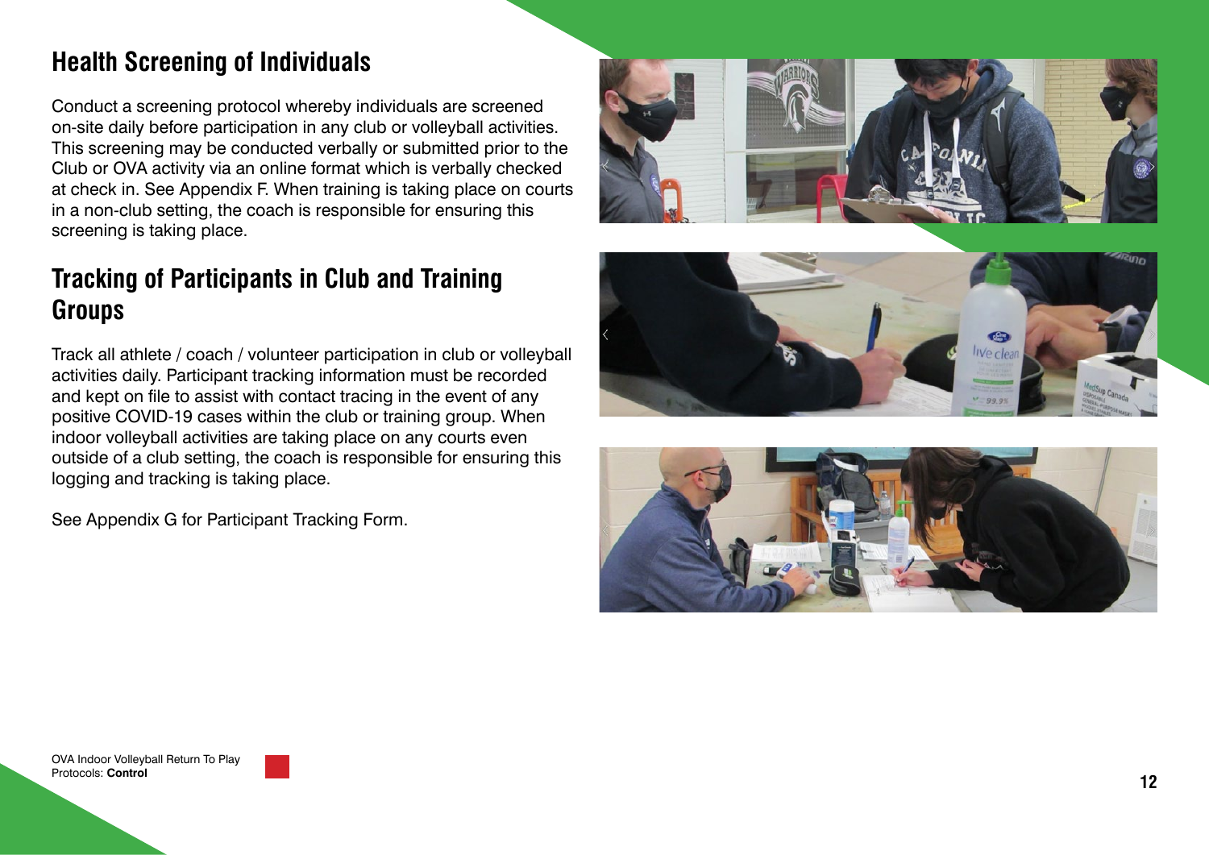## Health Screening of Individuals

Conduct a screening protocol whereby individuals are screened on-site daily before participation in any club or volleyball activities. This screening may be conducted verbally or submitted prior to the Club or OVA activity via an online format which is verbally checked at check in. See Appendix F. When training is taking place on courts in a non-club setting, the coach is responsible for ensuring this screening is taking place.

## Tracking of Participants in Club and Training Groups

Track all athlete / coach / volunteer participation in club or volleyball activities daily. Participant tracking information must be recorded and kept on file to assist with contact tracing in the event of any positive COVID-19 cases within the club or training group. When indoor volleyball activities are taking place on any courts even outside of a club setting, the coach is responsible for ensuring this logging and tracking is taking place.

See Appendix G for Participant Tracking Form.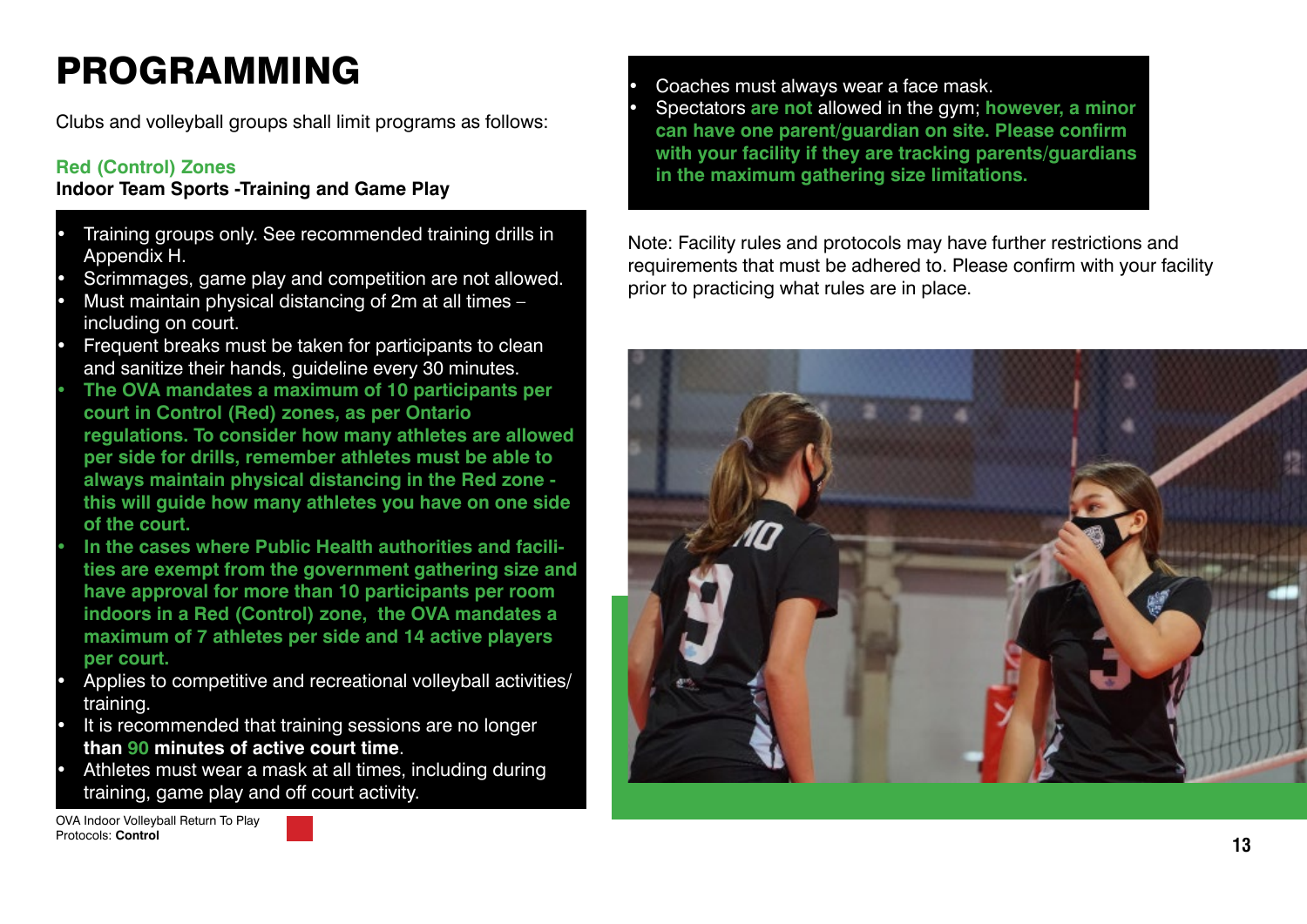# PROGRAMMING

Clubs and volleyball groups shall limit programs as follows:

### Red (Control) Zones

**Indoor Team Sports -Training and Game Play**

- Training groups only. See recommended training drills in Appendix H.
- Scrimmages, game play and competition are not allowed.
- Must maintain physical distancing of 2m at all times – including on court.
- Frequent breaks must be taken for participants to clean and sanitize their hands, guideline every 30 minutes.
- **The OVA mandates a maximum of 10 participants per court in Control (Red) zones, as per Ontario regulations. To consider how many athletes are allowed per side for drills, remember athletes must be able to always maintain physical distancing in the Red zone - this will guide how many athletes you have on one side of the court.**
- **In the cases where Public Health authorities and facilities are exempt from the government gathering size and have approval for more than 10 participants per room indoors in a Red (Control) zone, the OVA mandates a maximum of 7 athletes per side and 14 active players per court.**
- Applies to competitive and recreational volleyball activities/ training.
- It is recommended that training sessions are no longer **than 90 minutes of active court time**.
- Athletes must wear a mask at all times, including during training, game play and off court activity.
- Coaches must always wear a face mask.
- Spectators **are not** allowed in the gym; **however, a minor can have one parent/guardian on site. Please confirm with your facility if they are tracking parents/guardians in the maximum gathering size limitations.**

Note: Facility rules and protocols may have further restrictions and requirements that must be adhered to. Please confirm with your facility prior to practicing what rules are in place.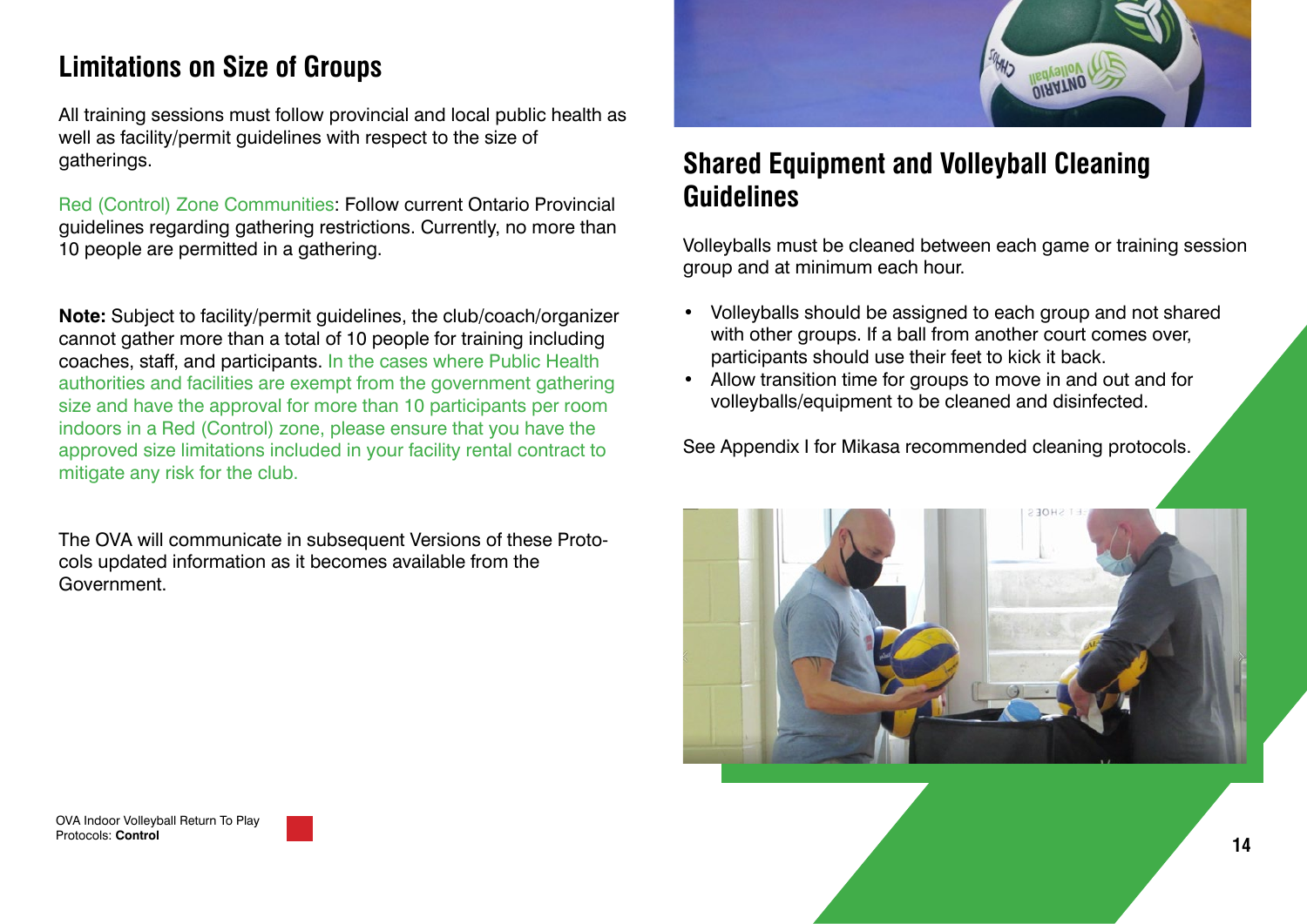## Limitations on Size of Groups

All training sessions must follow provincial and local public health as well as facility/permit guidelines with respect to the size of gatherings.

Red (Control) Zone Communities: Follow current Ontario Provincial guidelines regarding gathering restrictions. Currently, no more than 10 people are permitted in a gathering.

**Note:** Subject to facility/permit guidelines, the club/coach/organizer cannot gather more than a total of 10 people for training including coaches, staff, and participants. In the cases where Public Health authorities and facilities are exempt from the government gathering size and have the approval for more than 10 participants per room indoors in a Red (Control) zone, please ensure that you have the approved size limitations included in your facility rental contract to mitigate any risk for the club.

The OVA will communicate in subsequent Versions of these Protocols updated information as it becomes available from the Government.

## Shared Equipment and Volleyball Cleaning Guidelines

Volleyballs must be cleaned between each game or training session group and at minimum each hour.

- Volleyballs should be assigned to each group and not shared with other groups. If a ball from another court comes over, participants should use their feet to kick it back.
- Allow transition time for groups to move in and out and for volleyballs/equipment to be cleaned and disinfected.

See Appendix I for Mikasa recommended cleaning protocols.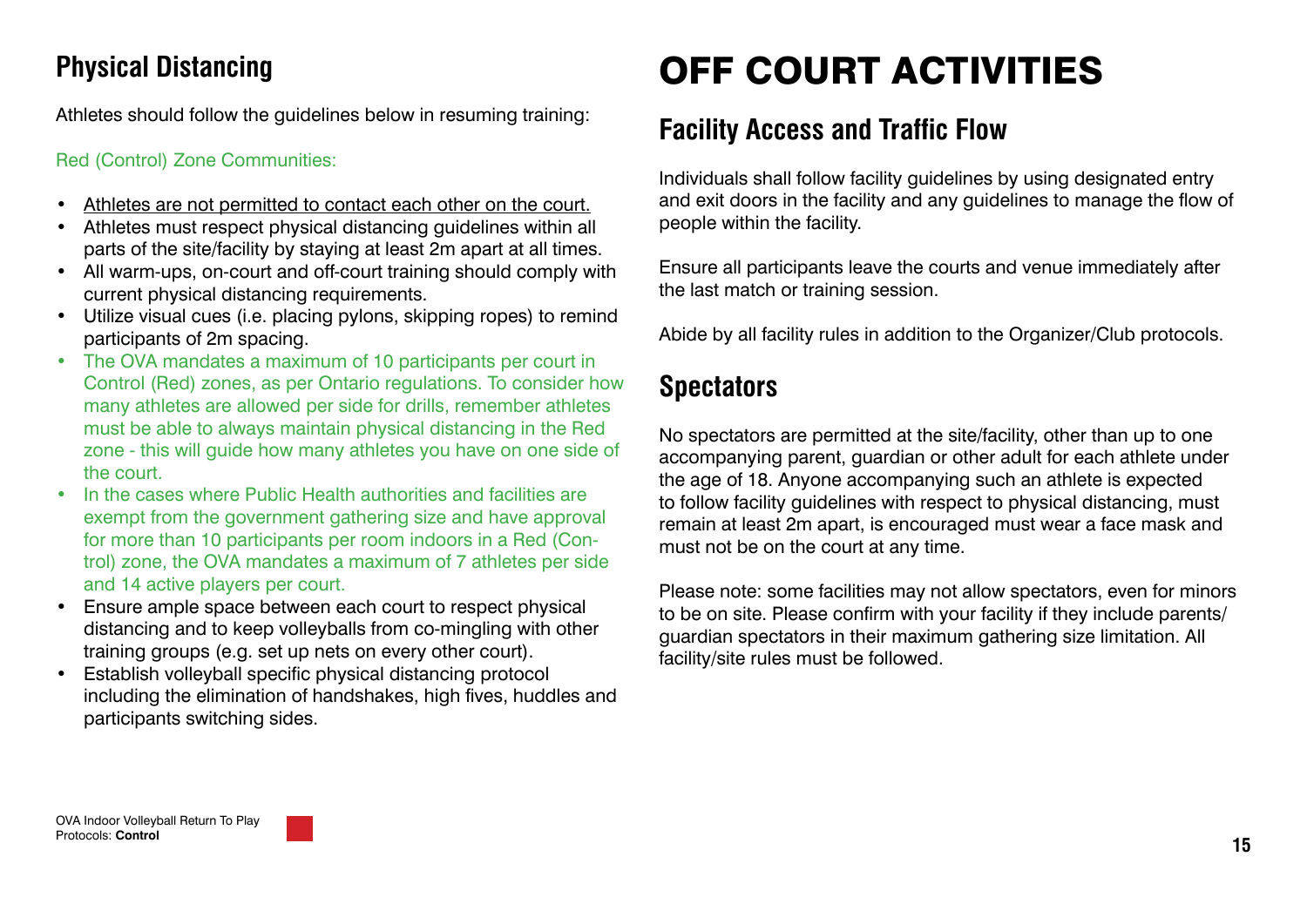## Physical Distancing

Athletes should follow the guidelines below in resuming training:

Red (Control) Zone Communities:

- Athletes are not permitted to contact each other on the court.
- Athletes must respect physical distancing guidelines within all parts of the site/facility by staying at least 2m apart at all times.
- All warm-ups, on-court and off-court training should comply with current physical distancing requirements.
- Utilize visual cues (i.e. placing pylons, skipping ropes) to remind participants of 2m spacing.
- The OVA mandates a maximum of 10 participants per court in Control (Red) zones, as per Ontario regulations. To consider how many athletes are allowed per side for drills, remember athletes must be able to always maintain physical distancing in the Red zone - this will guide how many athletes you have on one side of the court.
- In the cases where Public Health authorities and facilities are exempt from the government gathering size and have approval for more than 10 participants per room indoors in a Red (Control) zone, the OVA mandates a maximum of 7 athletes per side and 14 active players per court.
- Ensure ample space between each court to respect physical distancing and to keep volleyballs from co-mingling with other training groups (e.g. set up nets on every other court).
- Establish volleyball specific physical distancing protocol including the elimination of handshakes, high fives, huddles and participants switching sides.

# OFF COURT ACTIVITIES

## Facility Access and Traffic Flow

Individuals shall follow facility guidelines by using designated entry and exit doors in the facility and any guidelines to manage the flow of people within the facility.

Ensure all participants leave the courts and venue immediately after the last match or training session.

Abide by all facility rules in addition to the Organizer/Club protocols.

## Spectators

No spectators are permitted at the site/facility, other than up to one accompanying parent, guardian or other adult for each athlete under the age of 18. Anyone accompanying such an athlete is expected to follow facility guidelines with respect to physical distancing, must remain at least 2m apart, is encouraged must wear a face mask and must not be on the court at any time.

Please note: some facilities may not allow spectators, even for minors to be on site. Please confirm with your facility if they include parents/guardian spectators in their maximum gathering size limitation. All facility/site rules must be followed.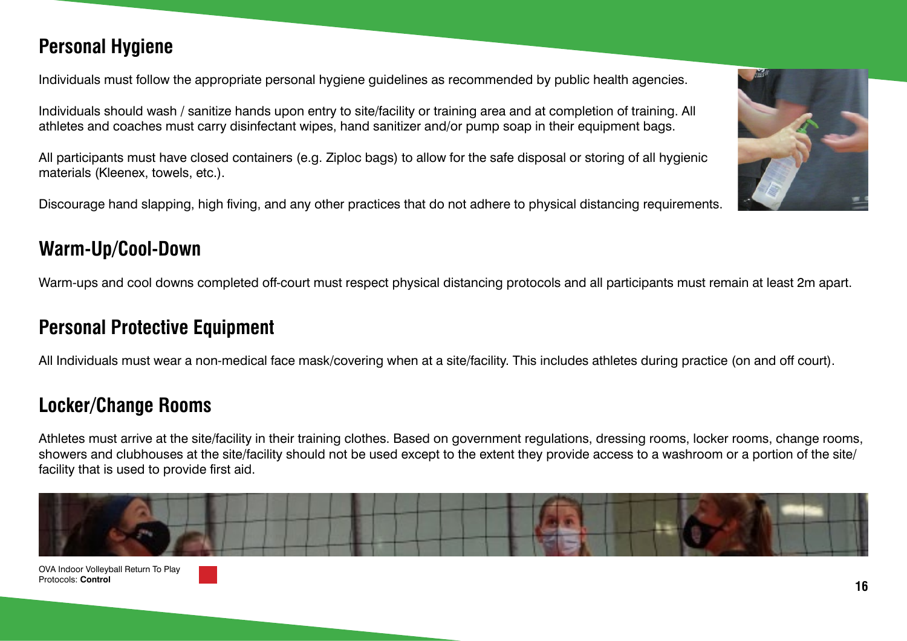## Personal Hygiene

Individuals must follow the appropriate personal hygiene guidelines as recommended by public health agencies.

Individuals should wash / sanitize hands upon entry to site/facility or training area and at completion of training. All athletes and coaches must carry disinfectant wipes, hand sanitizer and/or pump soap in their equipment bags.

All participants must have closed containers (e.g. Ziploc bags) to allow for the safe disposal or storing of all hygienic materials (Kleenex, towels, etc.).

Discourage hand slapping, high fiving, and any other practices that do not adhere to physical distancing requirements.

## Warm-Up/Cool-Down

Warm-ups and cool downs completed off-court must respect physical distancing protocols and all participants must remain at least 2m apart.

## Personal Protective Equipment

All Individuals must wear a non-medical face mask/covering when at a site/facility. This includes athletes during practice (on and off court).

## Locker/Change Rooms

Athletes must arrive at the site/facility in their training clothes. Based on government regulations, dressing rooms, locker rooms, change rooms, showers and clubhouses at the site/facility should not be used except to the extent they provide access to a washroom or a portion of the site/facility that is used to provide first aid.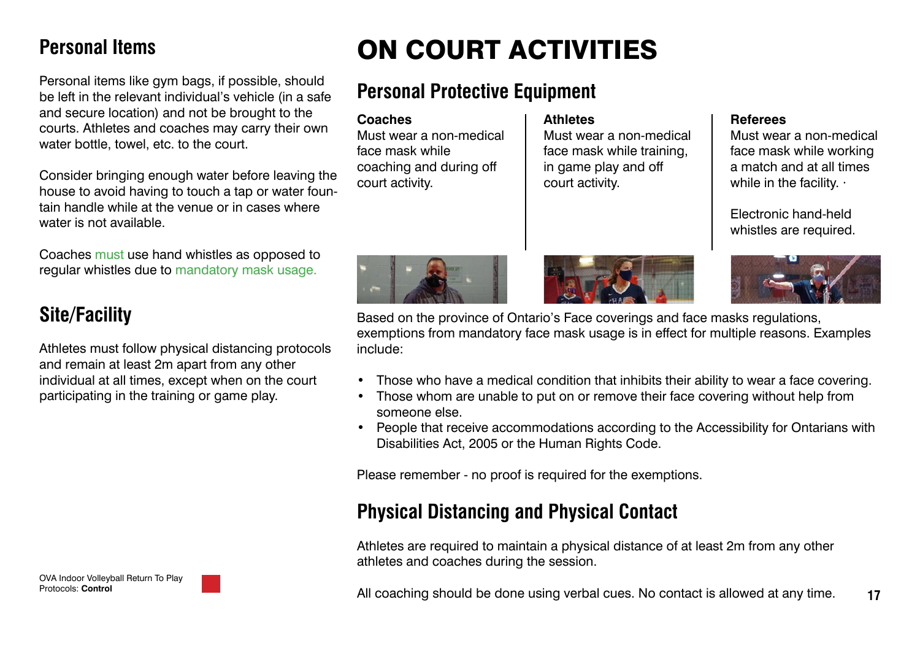## Personal Items

Personal items like gym bags, if possible, should be left in the relevant individual's vehicle (in a safe and secure location) and not be brought to the courts. Athletes and coaches may carry their own water bottle, towel, etc. to the court.

Consider bringing enough water before leaving the house to avoid having to touch a tap or water fountain handle while at the venue or in cases where water is not available.

Coaches must use hand whistles as opposed to regular whistles due to mandatory mask usage.

## Site/Facility

Athletes must follow physical distancing protocols and remain at least 2m apart from any other individual at all times, except when on the court participating in the training or game play.

# ON COURT ACTIVITIES

## Personal Protective Equipment

**Coaches**
Must wear a non-medical face mask while coaching and during off court activity.

**Athletes**
Must wear a non-medical face mask while training, in game play and off court activity.

**Referees**
Must wear a non-medical face mask while working a match and at all times while in the facility. ·

Electronic hand-held whistles are required.

Based on the province of Ontario's Face coverings and face masks regulations, exemptions from mandatory face mask usage is in effect for multiple reasons. Examples include:

- Those who have a medical condition that inhibits their ability to wear a face covering.
- Those whom are unable to put on or remove their face covering without help from someone else.
- People that receive accommodations according to the Accessibility for Ontarians with Disabilities Act, 2005 or the Human Rights Code.

Please remember - no proof is required for the exemptions.

## Physical Distancing and Physical Contact

Athletes are required to maintain a physical distance of at least 2m from any other athletes and coaches during the session.

All coaching should be done using verbal cues. No contact is allowed at any time.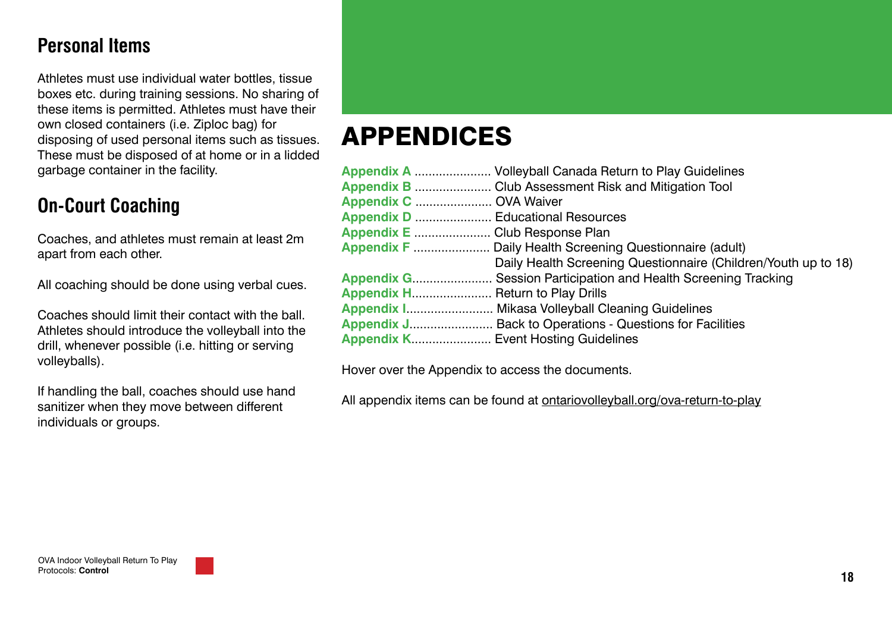## Personal Items

Athletes must use individual water bottles, tissue boxes etc. during training sessions. No sharing of these items is permitted. Athletes must have their own closed containers (i.e. Ziploc bag) for disposing of used personal items such as tissues. These must be disposed of at home or in a lidded garbage container in the facility.

## On-Court Coaching

Coaches, and athletes must remain at least 2m apart from each other.

All coaching should be done using verbal cues.

Coaches should limit their contact with the ball. Athletes should introduce the volleyball into the drill, whenever possible (i.e. hitting or serving volleyballs).

If handling the ball, coaches should use hand sanitizer when they move between different individuals or groups.

# APPENDICES

**Appendix A** ...................... Volleyball Canada Return to Play Guidelines
**Appendix B** ...................... Club Assessment Risk and Mitigation Tool
**Appendix C** ...................... OVA Waiver
**Appendix D** ...................... Educational Resources
**Appendix E** ...................... Club Response Plan
**Appendix F** ...................... Daily Health Screening Questionnaire (adult)
Daily Health Screening Questionnaire (Children/Youth up to 18)
**Appendix G**....................... Session Participation and Health Screening Tracking
**Appendix H**....................... Return to Play Drills
**Appendix I**......................... Mikasa Volleyball Cleaning Guidelines
**Appendix J**........................ Back to Operations - Questions for Facilities
**Appendix K**....................... Event Hosting Guidelines

Hover over the Appendix to access the documents.

All appendix items can be found at ontariovolleyball.org/ova-return-to-play